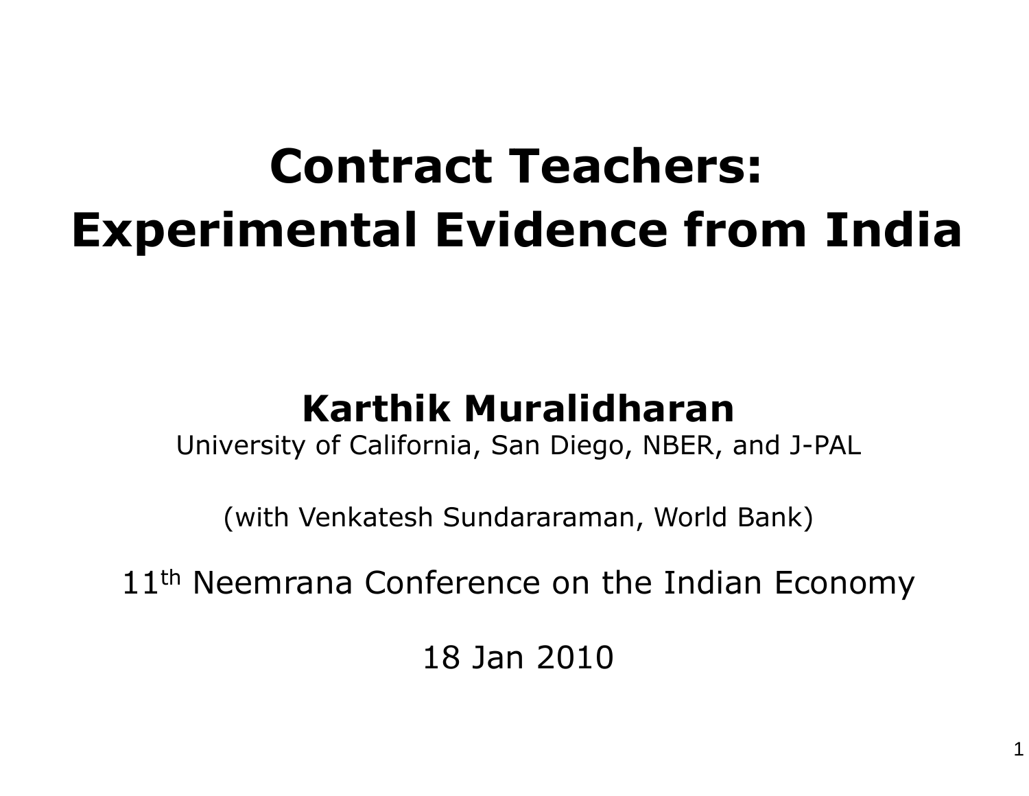# Contract Teachers: Experimental Evidence from India

**Karthik Muralidharan**

University of California, San Diego, NBER, and J-PAL

(with Venkatesh Sundararaman, World Bank)

11th Neemrana Conference on the Indian Economy

18 Jan 2010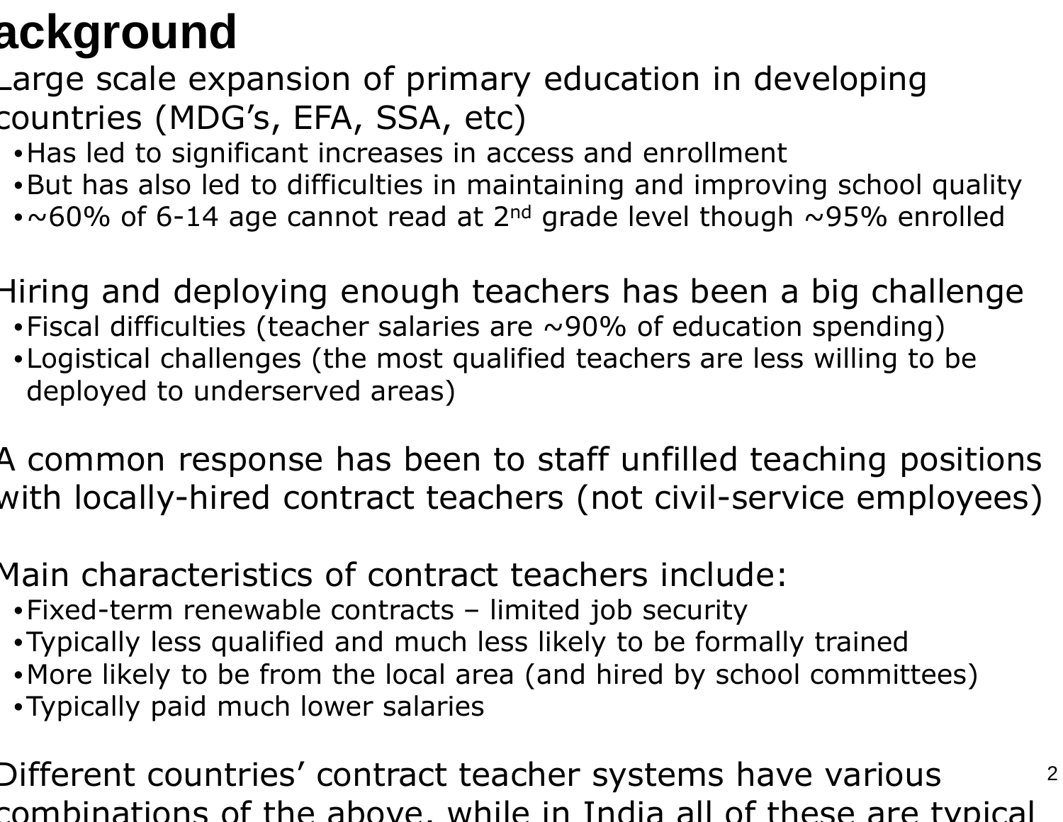# Background

- Large scale expansion of primary education in developing countries (MDG's, EFA, SSA, etc)
  - Has led to significant increases in access and enrollment
  - But has also led to difficulties in maintaining and improving school quality
  - ~60% of 6-14 age cannot read at 2nd grade level though ~95% enrolled

- Hiring and deploying enough teachers has been a big challenge
  - Fiscal difficulties (teacher salaries are ~90% of education spending)
  - Logistical challenges (the most qualified teachers are less willing to be deployed to underserved areas)

- A common response has been to staff unfilled teaching positions with locally-hired contract teachers (not civil-service employees)

- Main characteristics of contract teachers include:
  - Fixed-term renewable contracts – limited job security
  - Typically less qualified and much less likely to be formally trained
  - More likely to be from the local area (and hired by school committees)
  - Typically paid much lower salaries

- Different countries' contract teacher systems have various combinations of the above, while in India all of these are typical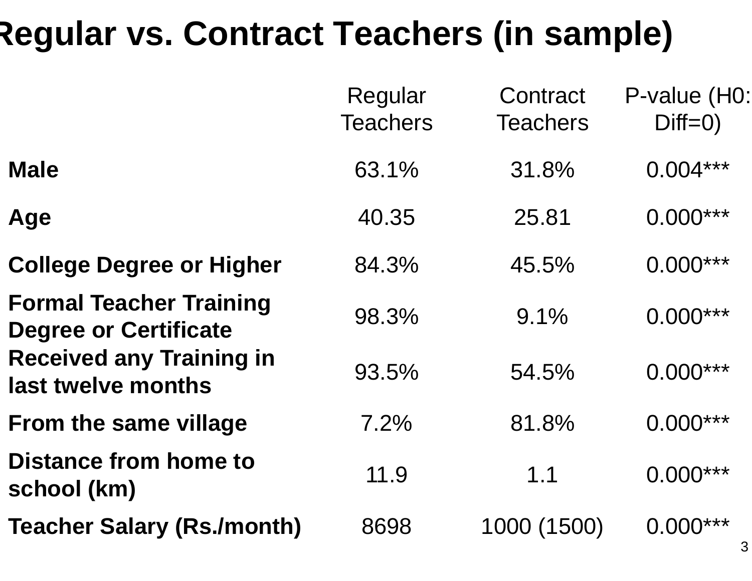# Regular vs. Contract Teachers (in sample)

| | Regular Teachers | Contract Teachers | P-value (H0: Diff=0) |
|---|---|---|---|
| **Male** | 63.1% | 31.8% | 0.004*** |
| **Age** | 40.35 | 25.81 | 0.000*** |
| **College Degree or Higher** | 84.3% | 45.5% | 0.000*** |
| **Formal Teacher Training Degree or Certificate** | 98.3% | 9.1% | 0.000*** |
| **Received any Training in last twelve months** | 93.5% | 54.5% | 0.000*** |
| **From the same village** | 7.2% | 81.8% | 0.000*** |
| **Distance from home to school (km)** | 11.9 | 1.1 | 0.000*** |
| **Teacher Salary (Rs./month)** | 8698 | 1000 (1500) | 0.000*** |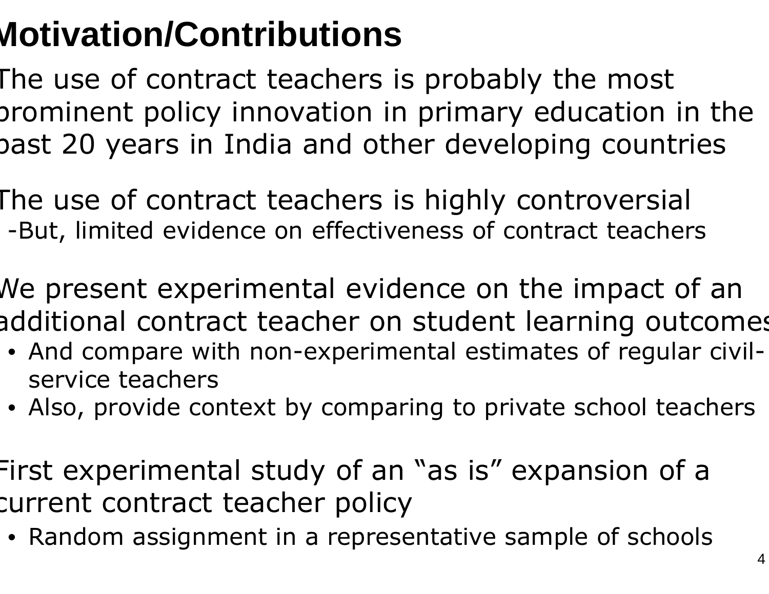# Motivation/Contributions

- The use of contract teachers is probably the most prominent policy innovation in primary education in the past 20 years in India and other developing countries

- The use of contract teachers is highly controversial
  - -But, limited evidence on effectiveness of contract teachers

- We present experimental evidence on the impact of an additional contract teacher on student learning outcomes
  - And compare with non-experimental estimates of regular civil-service teachers
  - Also, provide context by comparing to private school teachers

- First experimental study of an "as is" expansion of a current contract teacher policy
  - Random assignment in a representative sample of schools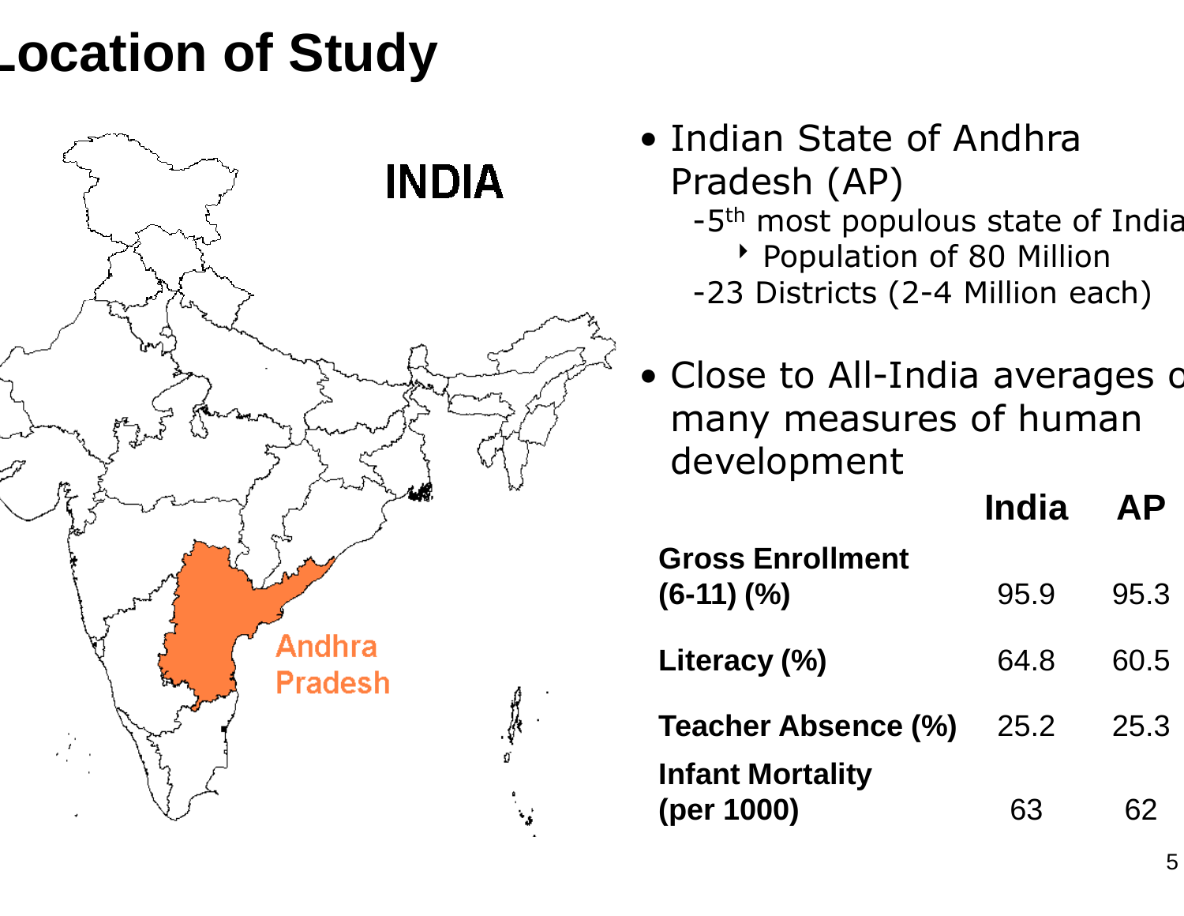# Location of Study

INDIA

Andhra Pradesh

- Indian State of Andhra Pradesh (AP)
  - -5th most populous state of India
    - Population of 80 Million
  - -23 Districts (2-4 Million each)
- Close to All-India averages on many measures of human development

| | India | AP |
|---|---|---|
| **Gross Enrollment (6-11) (%)** | 95.9 | 95.3 |
| **Literacy (%)** | 64.8 | 60.5 |
| **Teacher Absence (%)** | 25.2 | 25.3 |
| **Infant Mortality (per 1000)** | 63 | 62 |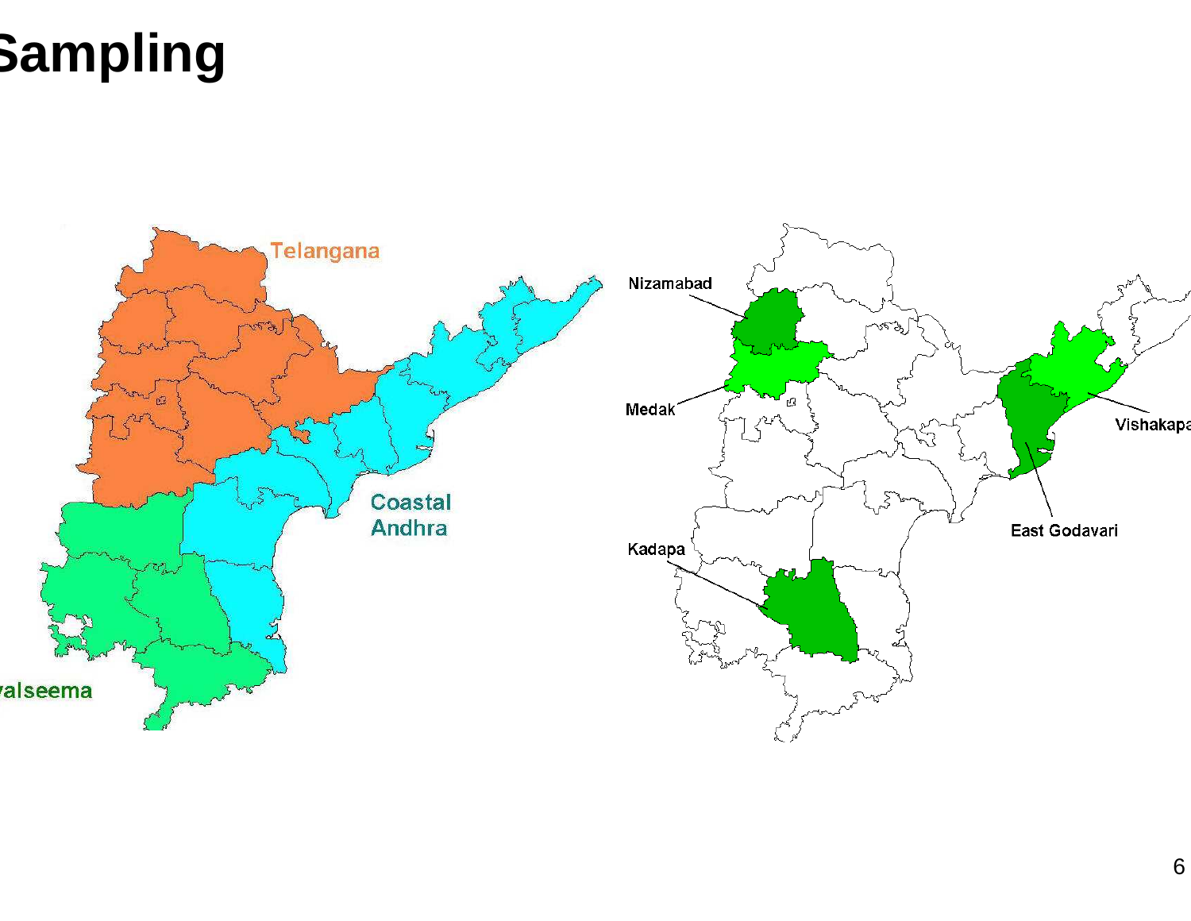# Sampling

Telangana

Coastal Andhra

Rayalseema

Nizamabad

Medak

Kadapa

Vishakapatnam

East Godavari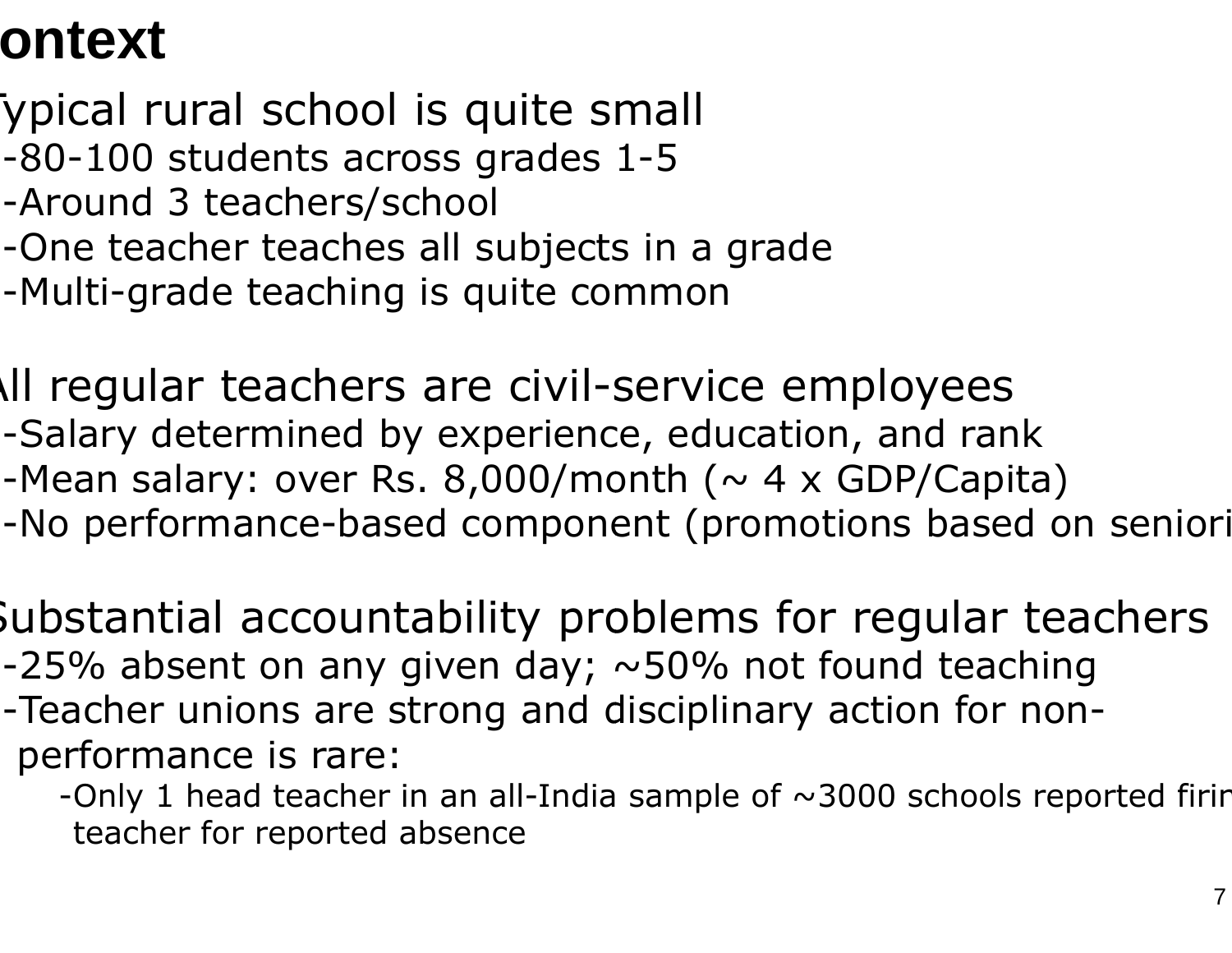# ontext

ypical rural school is quite small

- -80-100 students across grades 1-5
- -Around 3 teachers/school
- -One teacher teaches all subjects in a grade
- -Multi-grade teaching is quite common

ll regular teachers are civil-service employees

- -Salary determined by experience, education, and rank
- -Mean salary: over Rs. 8,000/month (~ 4 x GDP/Capita)
- -No performance-based component (promotions based on seniori

ubstantial accountability problems for regular teachers

- -25% absent on any given day; ~50% not found teaching
- -Teacher unions are strong and disciplinary action for non-performance is rare:
  - -Only 1 head teacher in an all-India sample of ~3000 schools reported firir teacher for reported absence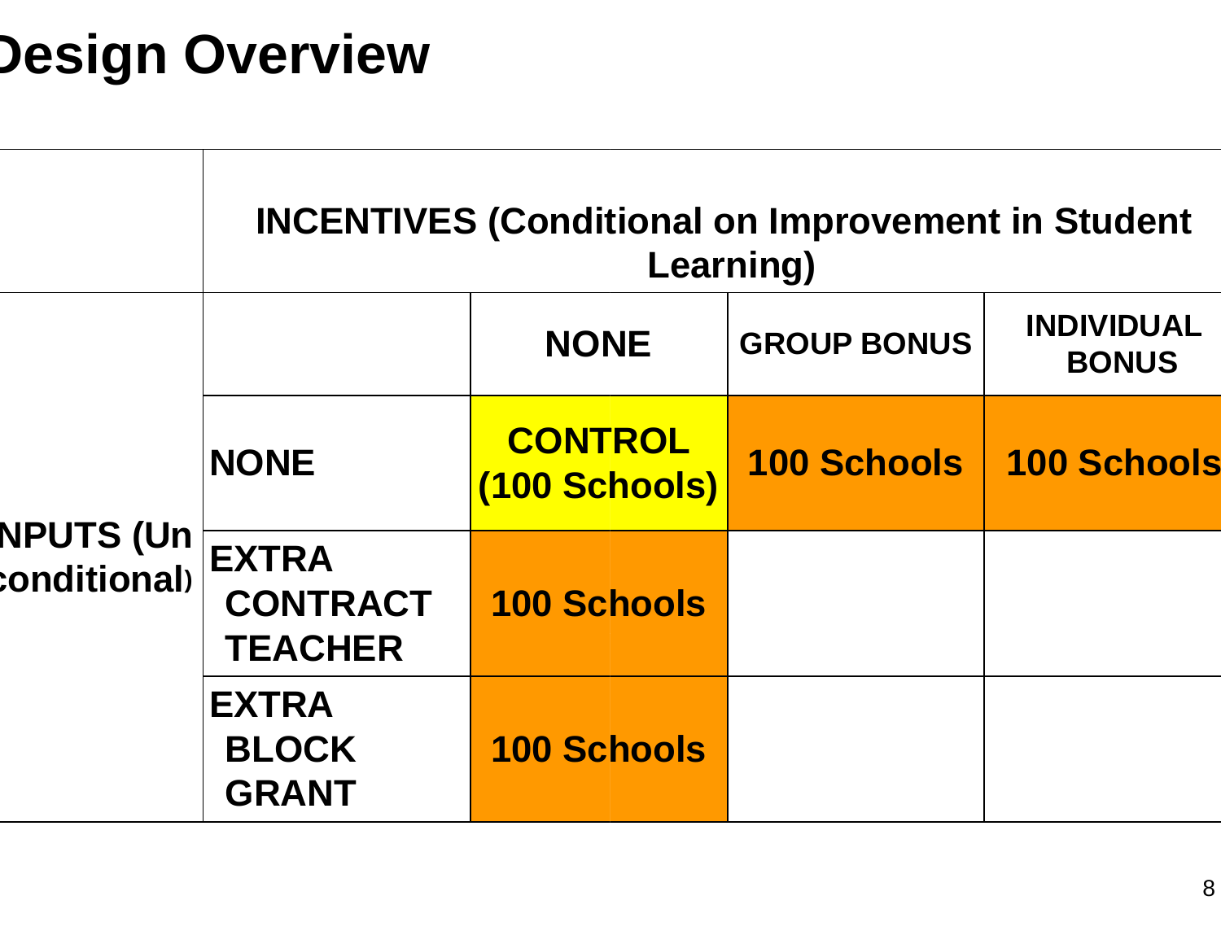# Design Overview

| | | INCENTIVES (Conditional on Improvement in Student Learning) | | |
|---|---|---|---|---|
| | | NONE | GROUP BONUS | INDIVIDUAL BONUS |
| INPUTS (Unconditional) | NONE | CONTROL (100 Schools) | 100 Schools | 100 Schools |
| | EXTRA CONTRACT TEACHER | 100 Schools | | |
| | EXTRA BLOCK GRANT | 100 Schools | | |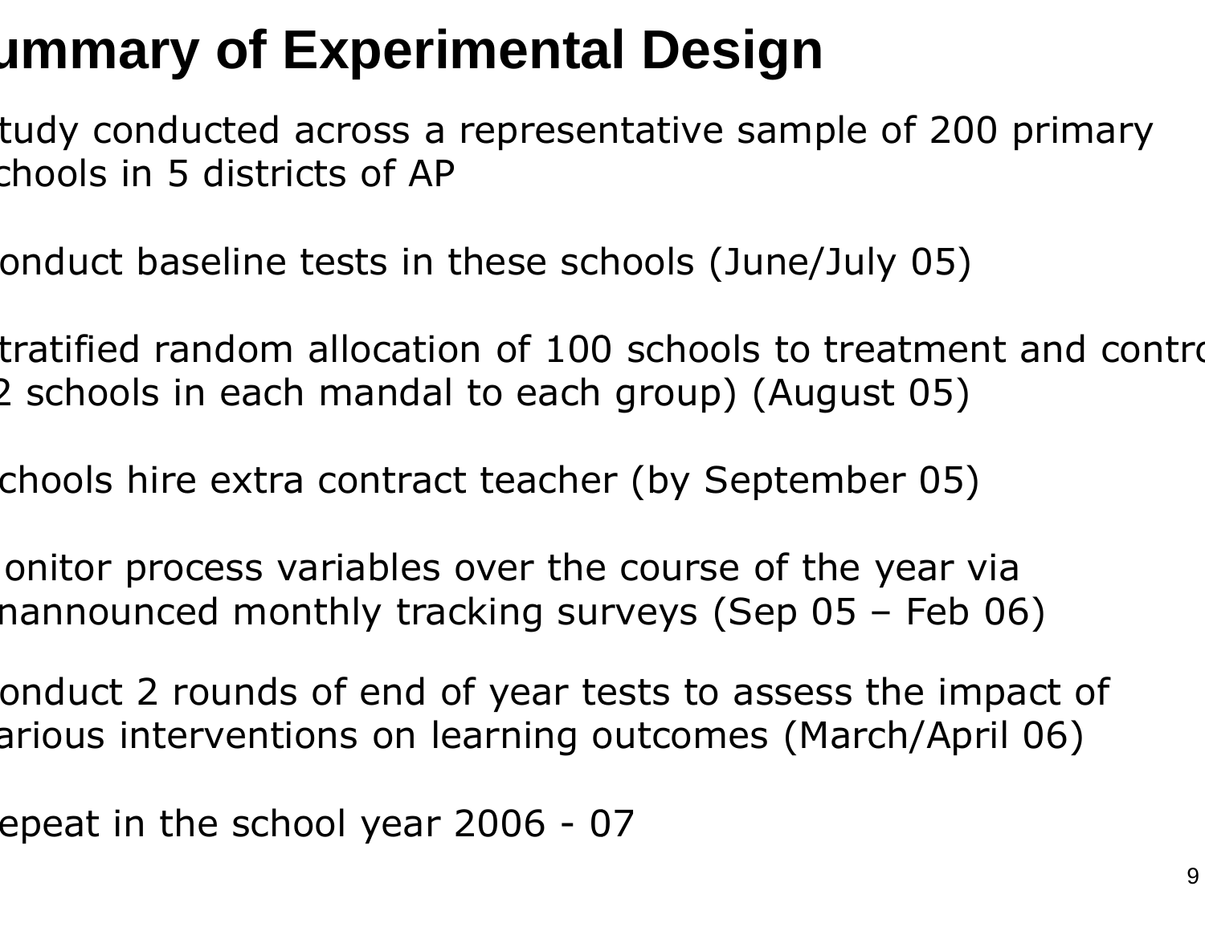# ummary of Experimental Design

- tudy conducted across a representative sample of 200 primary chools in 5 districts of AP
- onduct baseline tests in these schools (June/July 05)
- tratified random allocation of 100 schools to treatment and contro 2 schools in each mandal to each group) (August 05)
- chools hire extra contract teacher (by September 05)
- onitor process variables over the course of the year via nannounced monthly tracking surveys (Sep 05 – Feb 06)
- onduct 2 rounds of end of year tests to assess the impact of arious interventions on learning outcomes (March/April 06)
- epeat in the school year 2006 - 07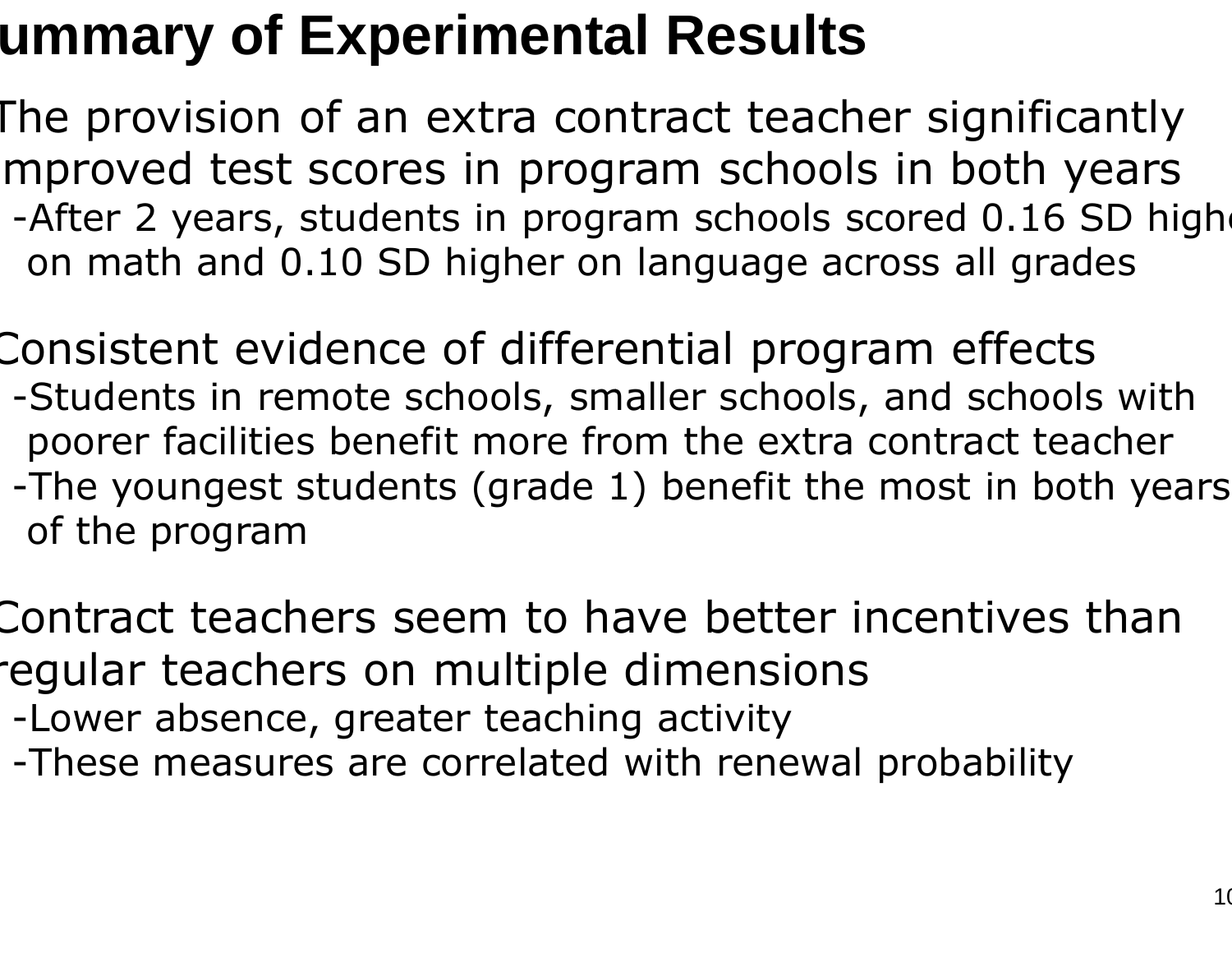# Summary of Experimental Results

- The provision of an extra contract teacher significantly improved test scores in program schools in both years
  - After 2 years, students in program schools scored 0.16 SD higher on math and 0.10 SD higher on language across all grades

- Consistent evidence of differential program effects
  - Students in remote schools, smaller schools, and schools with poorer facilities benefit more from the extra contract teacher
  - The youngest students (grade 1) benefit the most in both years of the program

- Contract teachers seem to have better incentives than regular teachers on multiple dimensions
  - Lower absence, greater teaching activity
  - These measures are correlated with renewal probability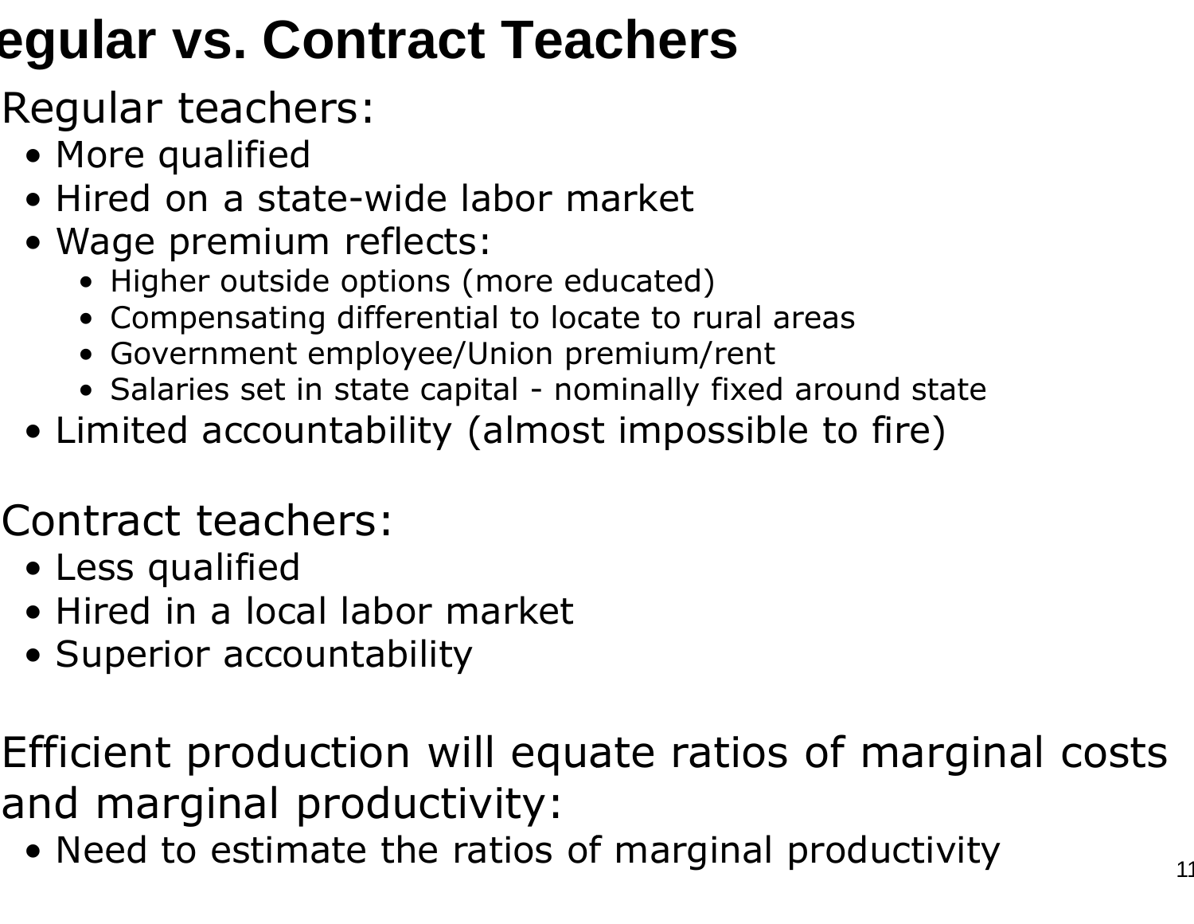# egular vs. Contract Teachers

Regular teachers:

- More qualified
- Hired on a state-wide labor market
- Wage premium reflects:
  - Higher outside options (more educated)
  - Compensating differential to locate to rural areas
  - Government employee/Union premium/rent
  - Salaries set in state capital - nominally fixed around state
- Limited accountability (almost impossible to fire)

Contract teachers:

- Less qualified
- Hired in a local labor market
- Superior accountability

Efficient production will equate ratios of marginal costs and marginal productivity:

- Need to estimate the ratios of marginal productivity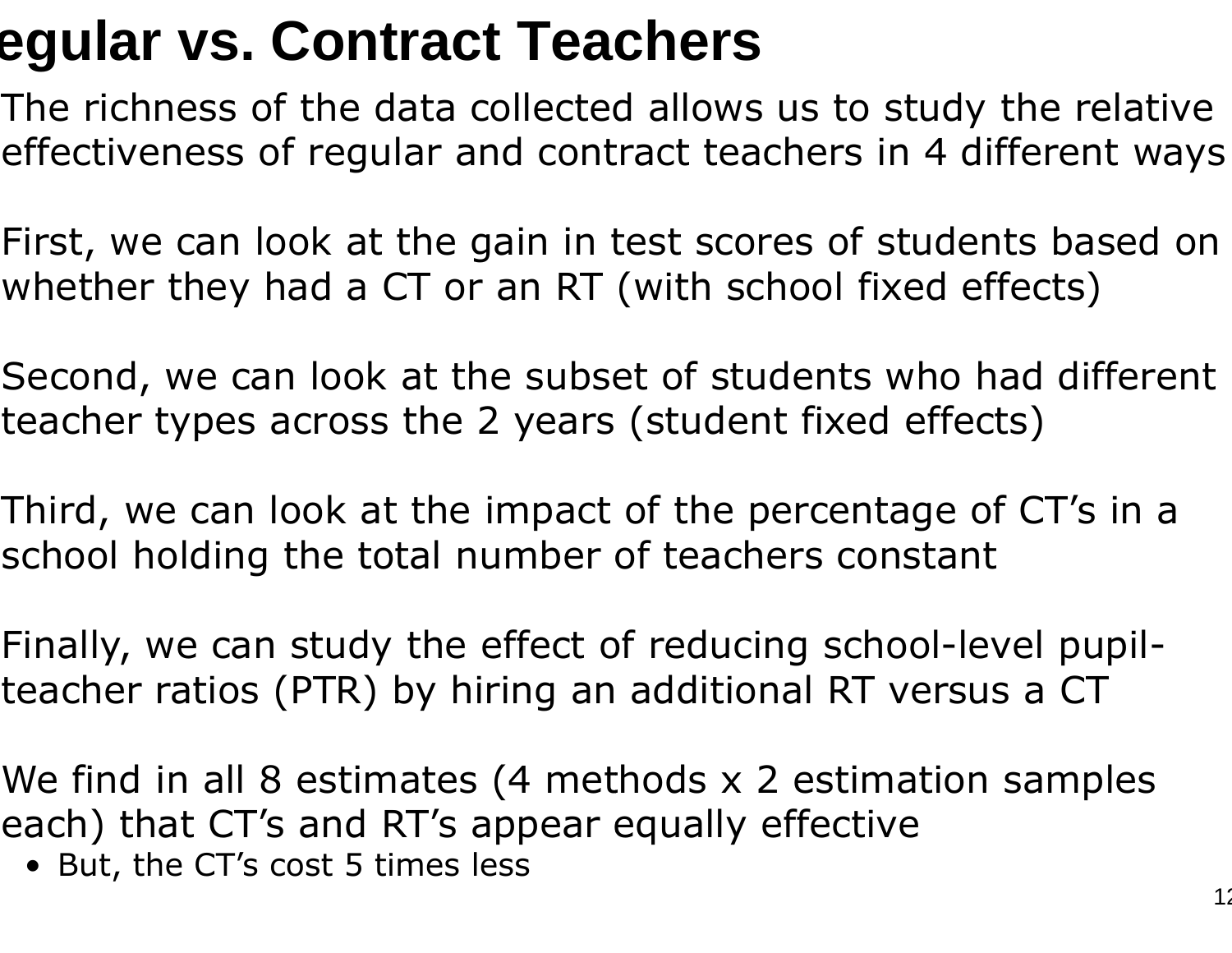# egular vs. Contract Teachers

The richness of the data collected allows us to study the relative effectiveness of regular and contract teachers in 4 different ways

First, we can look at the gain in test scores of students based on whether they had a CT or an RT (with school fixed effects)

Second, we can look at the subset of students who had different teacher types across the 2 years (student fixed effects)

Third, we can look at the impact of the percentage of CT's in a school holding the total number of teachers constant

Finally, we can study the effect of reducing school-level pupil-teacher ratios (PTR) by hiring an additional RT versus a CT

We find in all 8 estimates (4 methods x 2 estimation samples each) that CT's and RT's appear equally effective

- But, the CT's cost 5 times less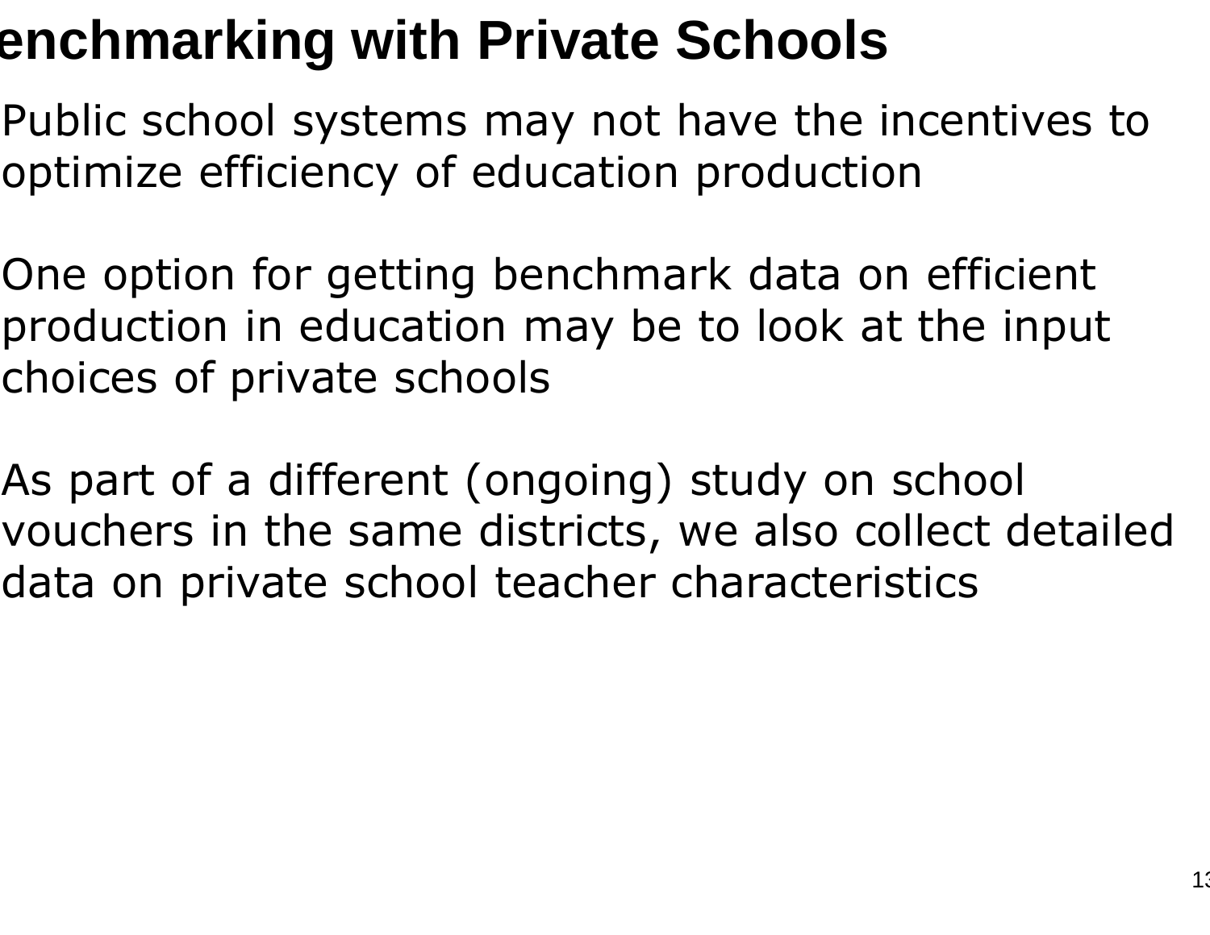# Benchmarking with Private Schools

- Public school systems may not have the incentives to optimize efficiency of education production

- One option for getting benchmark data on efficient production in education may be to look at the input choices of private schools

- As part of a different (ongoing) study on school vouchers in the same districts, we also collect detailed data on private school teacher characteristics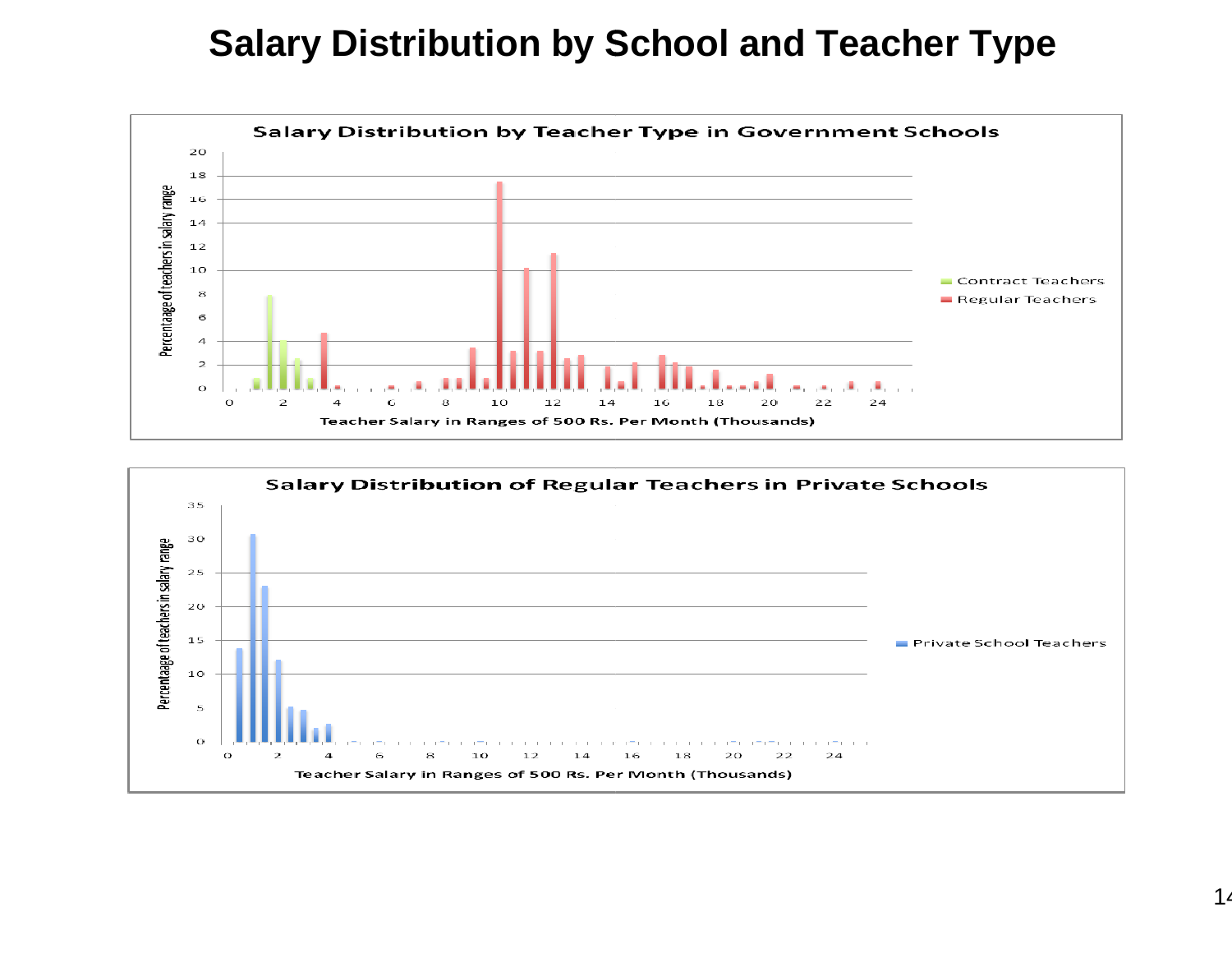# Salary Distribution by School and Teacher Type

**Salary Distribution by Teacher Type in Government Schools**

Percentage of teachers in salary range

Teacher Salary in Ranges of 500 Rs. Per Month (Thousands)

- Contract Teachers
- Regular Teachers

**Salary Distribution of Regular Teachers in Private Schools**

Percentage of teachers in salary range

Teacher Salary in Ranges of 500 Rs. Per Month (Thousands)

- Private School Teachers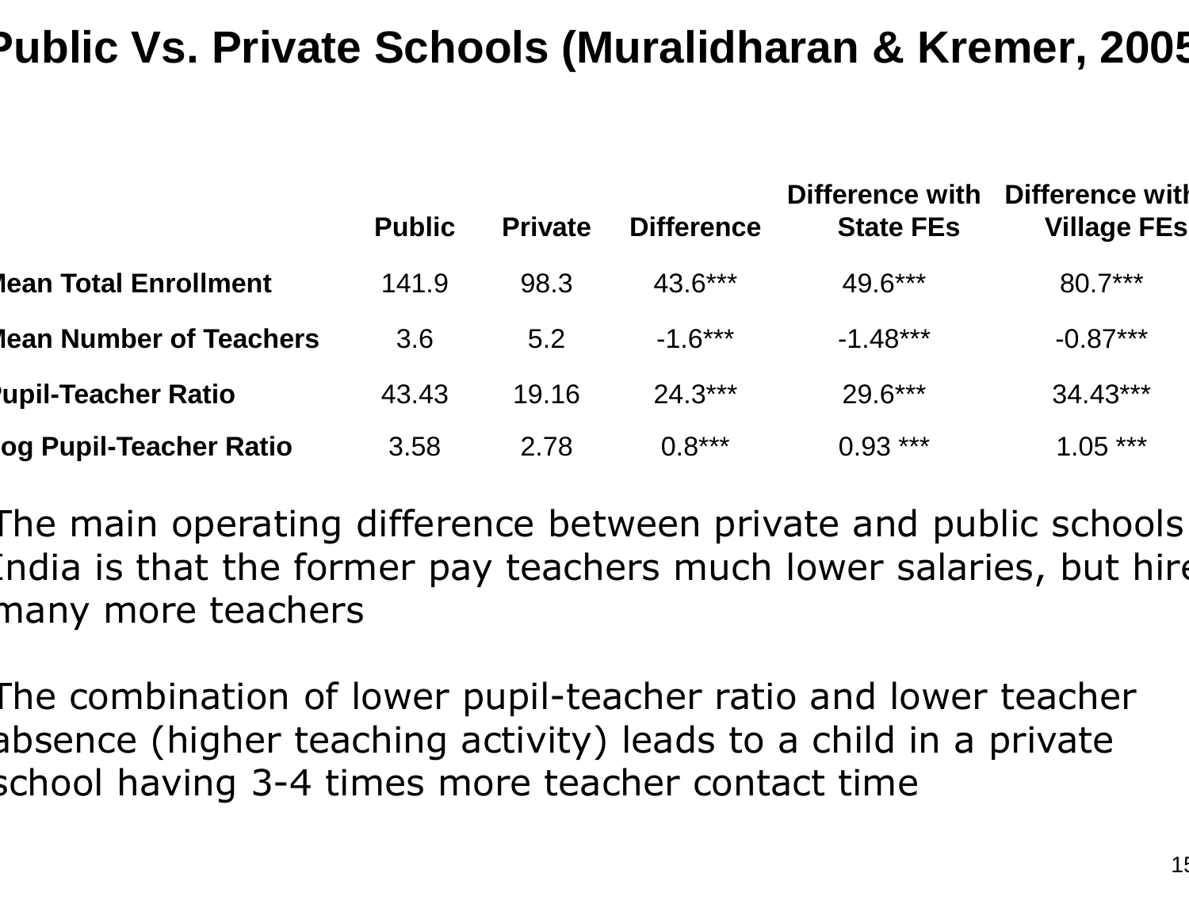# Public Vs. Private Schools (Muralidharan & Kremer, 2005)

| | Public | Private | Difference | Difference with State FEs | Difference with Village FEs |
|---|---|---|---|---|---|
| **Mean Total Enrollment** | 141.9 | 98.3 | 43.6*** | 49.6*** | 80.7*** |
| **Mean Number of Teachers** | 3.6 | 5.2 | -1.6*** | -1.48*** | -0.87*** |
| **Pupil-Teacher Ratio** | 43.43 | 19.16 | 24.3*** | 29.6*** | 34.43*** |
| **Log Pupil-Teacher Ratio** | 3.58 | 2.78 | 0.8*** | 0.93 *** | 1.05 *** |

The main operating difference between private and public schools in India is that the former pay teachers much lower salaries, but hire many more teachers

The combination of lower pupil-teacher ratio and lower teacher absence (higher teaching activity) leads to a child in a private school having 3-4 times more teacher contact time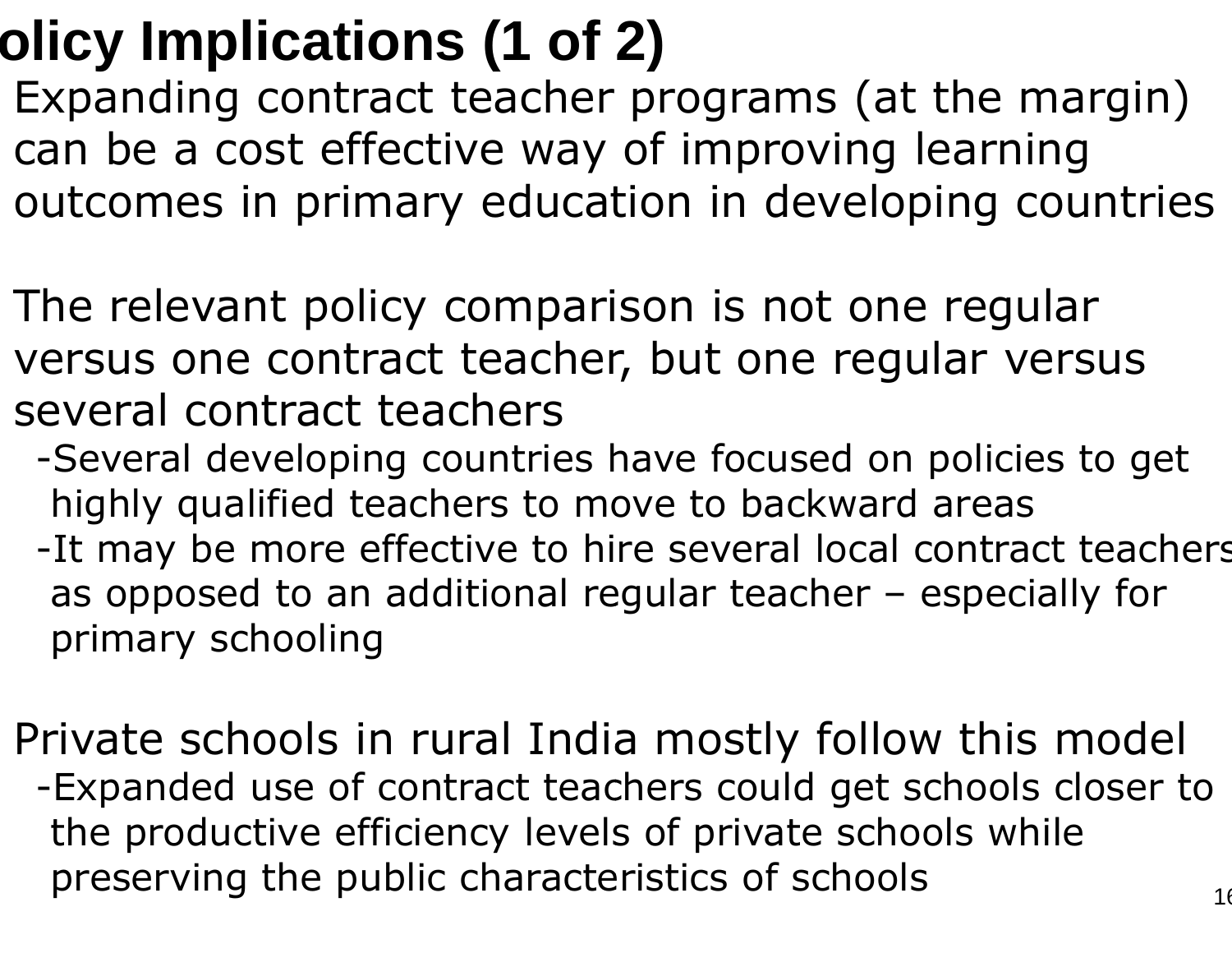# Policy Implications (1 of 2)

Expanding contract teacher programs (at the margin) can be a cost effective way of improving learning outcomes in primary education in developing countries

The relevant policy comparison is not one regular versus one contract teacher, but one regular versus several contract teachers

- Several developing countries have focused on policies to get highly qualified teachers to move to backward areas
- It may be more effective to hire several local contract teachers as opposed to an additional regular teacher – especially for primary schooling

Private schools in rural India mostly follow this model

- Expanded use of contract teachers could get schools closer to the productive efficiency levels of private schools while preserving the public characteristics of schools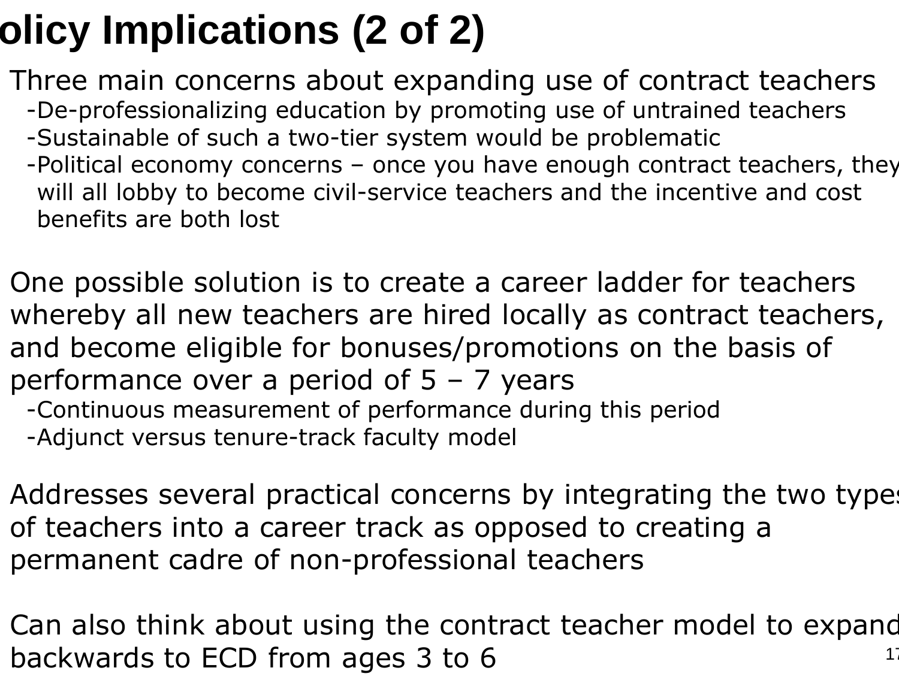# olicy Implications (2 of 2)

Three main concerns about expanding use of contract teachers

- -De-professionalizing education by promoting use of untrained teachers
- -Sustainable of such a two-tier system would be problematic
- -Political economy concerns – once you have enough contract teachers, they will all lobby to become civil-service teachers and the incentive and cost benefits are both lost

One possible solution is to create a career ladder for teachers whereby all new teachers are hired locally as contract teachers, and become eligible for bonuses/promotions on the basis of performance over a period of 5 – 7 years

- -Continuous measurement of performance during this period
- -Adjunct versus tenure-track faculty model

Addresses several practical concerns by integrating the two types of teachers into a career track as opposed to creating a permanent cadre of non-professional teachers

Can also think about using the contract teacher model to expand backwards to ECD from ages 3 to 6